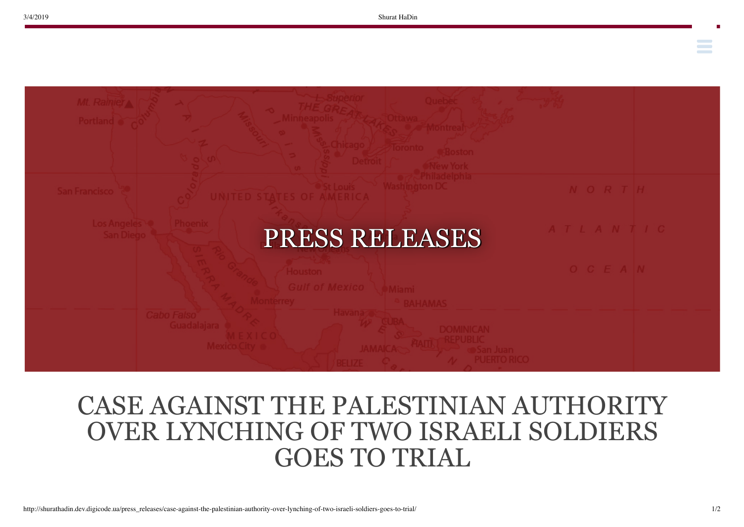# PRESS RELEASES

# CASE AGAINST THE PALESTINIAN AUTHORITY OVER LYNCHING OF TWO ISRAELI SOLDIERS GOES TO TRIAL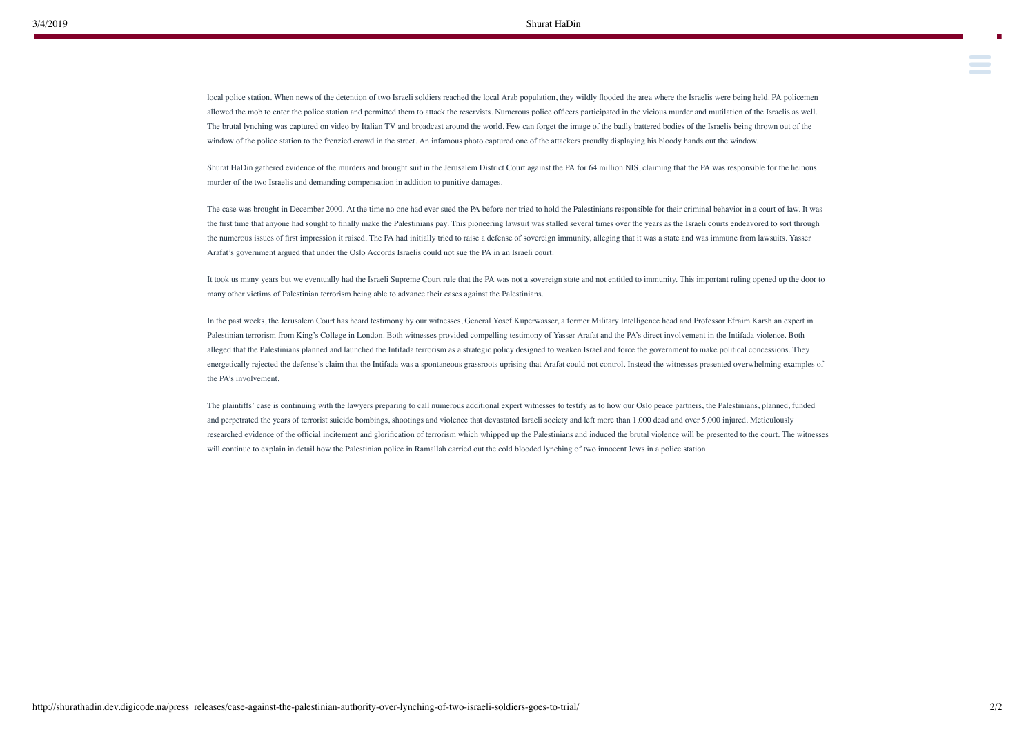local police station. When news of the detention of two Israeli soldiers reached the local Arab population, they wildly flooded the area where the Israelis were being held. PA policemen allowed the mob to enter the police station and permitted them to attack the reservists. Numerous police officers participated in the vicious murder and mutilation of the Israelis as well. The brutal lynching was captured on video by Italian TV and broadcast around the world. Few can forget the image of the badly battered bodies of the Israelis being thrown out of the window of the police station to the frenzied crowd in the street. An infamous photo captured one of the attackers proudly displaying his bloody hands out the window.

Shurat HaDin gathered evidence of the murders and brought suit in the Jerusalem District Court against the PA for 64 million NIS, claiming that the PA was responsible for the heinous murder of the two Israelis and demanding compensation in addition to punitive damages.

The case was brought in December 2000. At the time no one had ever sued the PA before nor tried to hold the Palestinians responsible for their criminal behavior in a court of law. It was the first time that anyone had sought to finally make the Palestinians pay. This pioneering lawsuit was stalled several times over the years as the Israeli courts endeavored to sort through the numerous issues of first impression it raised. The PA had initially tried to raise a defense of sovereign immunity, alleging that it was a state and was immune from lawsuits. Yasser Arafat's government argued that under the Oslo Accords Israelis could not sue the PA in an Israeli court.

It took us many years but we eventually had the Israeli Supreme Court rule that the PA was not a sovereign state and not entitled to immunity. This important ruling opened up the door to many other victims of Palestinian terrorism being able to advance their cases against the Palestinians.

In the past weeks, the Jerusalem Court has heard testimony by our witnesses, General Yosef Kuperwasser, a former Military Intelligence head and Professor Efraim Karsh an expert in Palestinian terrorism from King's College in London. Both witnesses provided compelling testimony of Yasser Arafat and the PA's direct involvement in the Intifada violence. Both alleged that the Palestinians planned and launched the Intifada terrorism as a strategic policy designed to weaken Israel and force the government to make political concessions. They energetically rejected the defense's claim that the Intifada was a spontaneous grassroots uprising that Arafat could not control. Instead the witnesses presented overwhelming examples of the PA's involvement.

The plaintiffs' case is continuing with the lawyers preparing to call numerous additional expert witnesses to testify as to how our Oslo peace partners, the Palestinians, planned, funded and perpetrated the years of terrorist suicide bombings, shootings and violence that devastated Israeli society and left more than 1,000 dead and over 5,000 injured. Meticulously researched evidence of the official incitement and glorification of terrorism which whipped up the Palestinians and induced the brutal violence will be presented to the court. The witnesses will continue to explain in detail how the Palestinian police in Ramallah carried out the cold blooded lynching of two innocent Jews in a police station.